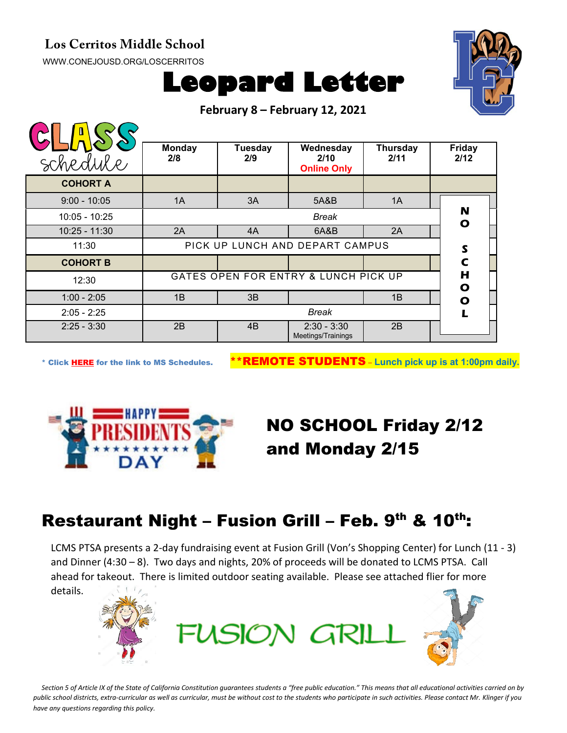**Los Cerritos Middle School**

WWW.CONEJOUSD.ORG/LOSCERRITOS

# Leopard Letter

**February 8 – February 12, 2021**

## CLASS schedule

| | Monday 2/8 | Tuesday 2/9 | Wednesday 2/10 Online Only | Thursday 2/11 | Friday 2/12 |
|---|---|---|---|---|---|
| **COHORT A** | | | | | NO SCHOOL |
| 9:00 - 10:05 | 1A | 3A | 5A&B | 1A | |
| 10:05 - 10:25 | *Break* | | | | |
| 10:25 - 11:30 | 2A | 4A | 6A&B | 2A | |
| 11:30 | PICK UP LUNCH AND DEPART CAMPUS | | | | |
| **COHORT B** | | | | | |
| 12:30 | GATES OPEN FOR ENTRY & LUNCH PICK UP | | | | |
| 1:00 - 2:05 | 1B | 3B | | 1B | |
| 2:05 - 2:25 | *Break* | | | | |
| 2:25 - 3:30 | 2B | 4B | 2:30 - 3:30 Meetings/Trainings | 2B | |

\* Click **HERE** for the link to MS Schedules.

**\*\*REMOTE STUDENTS – Lunch pick up is at 1:00pm daily.**

## NO SCHOOL Friday 2/12 and Monday 2/15

## Restaurant Night – Fusion Grill – Feb. 9th & 10th:

LCMS PTSA presents a 2-day fundraising event at Fusion Grill (Von's Shopping Center) for Lunch (11 - 3) and Dinner (4:30 – 8). Two days and nights, 20% of proceeds will be donated to LCMS PTSA. Call ahead for takeout. There is limited outdoor seating available. Please see attached flier for more details.

FUSION GRILL

*Section 5 of Article IX of the State of California Constitution guarantees students a "free public education." This means that all educational activities carried on by public school districts, extra-curricular as well as curricular, must be without cost to the students who participate in such activities. Please contact Mr. Klinger if you have any questions regarding this policy.*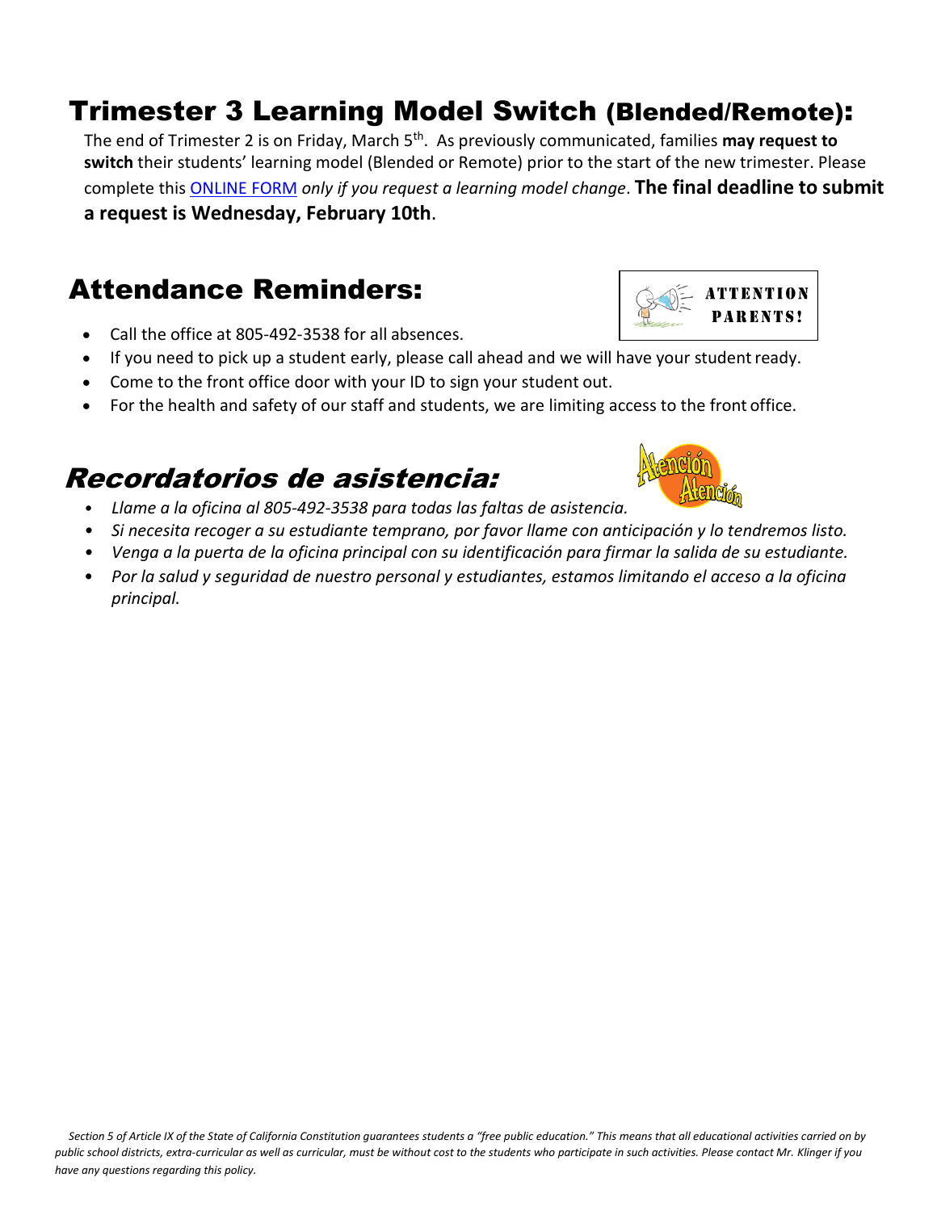## Trimester 3 Learning Model Switch (Blended/Remote):

The end of Trimester 2 is on Friday, March 5th. As previously communicated, families **may request to switch** their students' learning model (Blended or Remote) prior to the start of the new trimester. Please complete this ONLINE FORM *only if you request a learning model change*. **The final deadline to submit a request is Wednesday, February 10th**.

## Attendance Reminders:

ATTENTION PARENTS!

- Call the office at 805-492-3538 for all absences.
- If you need to pick up a student early, please call ahead and we will have your student ready.
- Come to the front office door with your ID to sign your student out.
- For the health and safety of our staff and students, we are limiting access to the front office.

## *Recordatorios de asistencia:*

Atención Atención

- *Llame a la oficina al 805-492-3538 para todas las faltas de asistencia.*
- *Si necesita recoger a su estudiante temprano, por favor llame con anticipación y lo tendremos listo.*
- *Venga a la puerta de la oficina principal con su identificación para firmar la salida de su estudiante.*
- *Por la salud y seguridad de nuestro personal y estudiantes, estamos limitando el acceso a la oficina principal.*

*Section 5 of Article IX of the State of California Constitution guarantees students a "free public education." This means that all educational activities carried on by public school districts, extra-curricular as well as curricular, must be without cost to the students who participate in such activities. Please contact Mr. Klinger if you have any questions regarding this policy.*